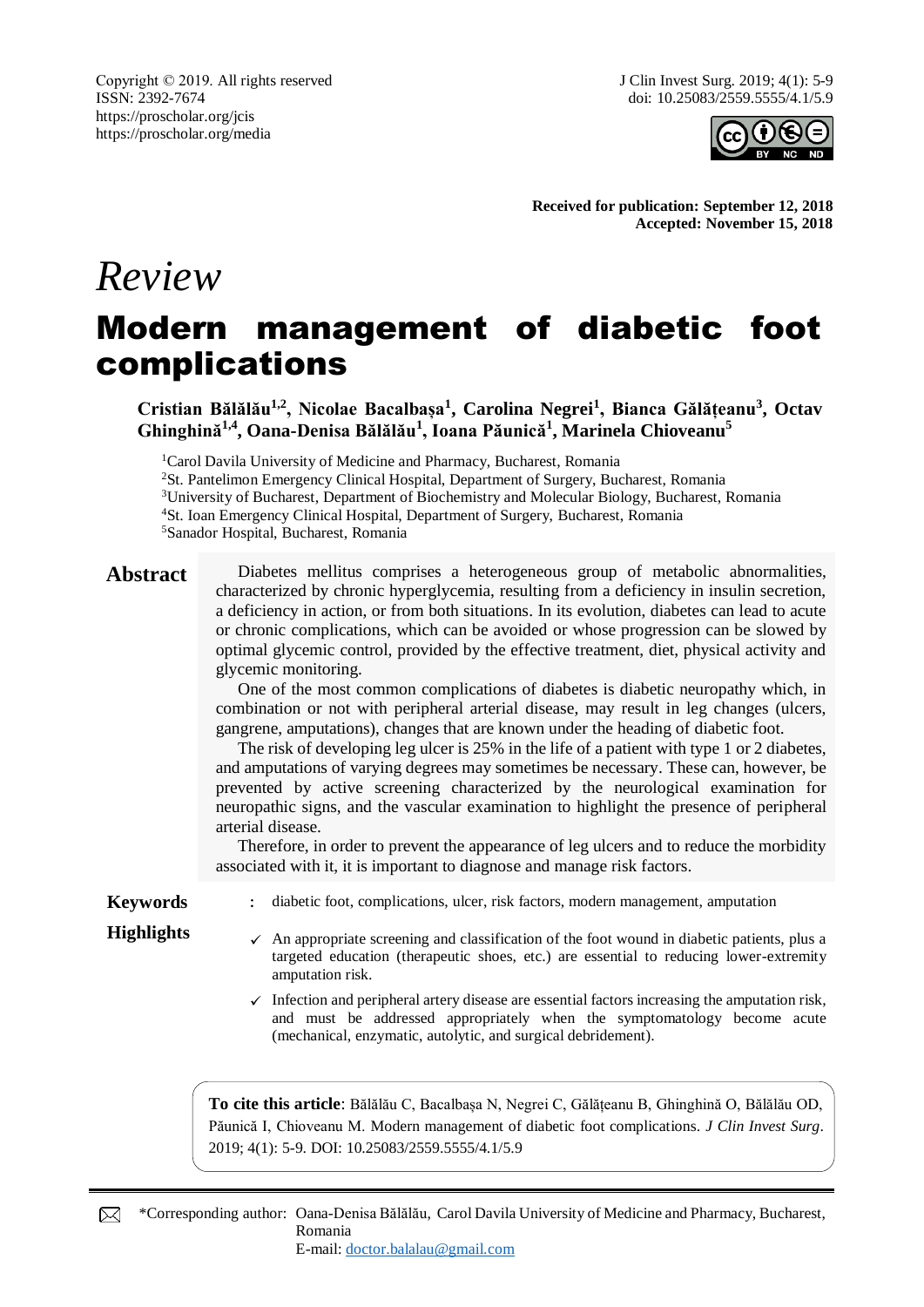Copyright © 2019. All rights reserved
ISSN: 2392-7674
https://proscholar.org/jcis
https://proscholar.org/media

J Clin Invest Surg. 2019; 4(1): 5-9
doi: 10.25083/2559.5555/4.1/5.9

**Received for publication: September 12, 2018**
**Accepted: November 15, 2018**

*Review*

# Modern management of diabetic foot complications

**Cristian Bălălău[1,2], Nicolae Bacalbașa[1], Carolina Negrei[1], Bianca Gălățeanu[3], Octav Ghinghină[1,4], Oana-Denisa Bălălău[1], Ioana Păunică[1], Marinela Chioveanu[5]**

[1]Carol Davila University of Medicine and Pharmacy, Bucharest, Romania
[2]St. Pantelimon Emergency Clinical Hospital, Department of Surgery, Bucharest, Romania
[3]University of Bucharest, Department of Biochemistry and Molecular Biology, Bucharest, Romania
[4]St. Ioan Emergency Clinical Hospital, Department of Surgery, Bucharest, Romania
[5]Sanador Hospital, Bucharest, Romania

## Abstract

Diabetes mellitus comprises a heterogeneous group of metabolic abnormalities, characterized by chronic hyperglycemia, resulting from a deficiency in insulin secretion, a deficiency in action, or from both situations. In its evolution, diabetes can lead to acute or chronic complications, which can be avoided or whose progression can be slowed by optimal glycemic control, provided by the effective treatment, diet, physical activity and glycemic monitoring.

One of the most common complications of diabetes is diabetic neuropathy which, in combination or not with peripheral arterial disease, may result in leg changes (ulcers, gangrene, amputations), changes that are known under the heading of diabetic foot.

The risk of developing leg ulcer is 25% in the life of a patient with type 1 or 2 diabetes, and amputations of varying degrees may sometimes be necessary. These can, however, be prevented by active screening characterized by the neurological examination for neuropathic signs, and the vascular examination to highlight the presence of peripheral arterial disease.

Therefore, in order to prevent the appearance of leg ulcers and to reduce the morbidity associated with it, it is important to diagnose and manage risk factors.

**Keywords** : diabetic foot, complications, ulcer, risk factors, modern management, amputation

**Highlights**

- ✓ An appropriate screening and classification of the foot wound in diabetic patients, plus a targeted education (therapeutic shoes, etc.) are essential to reducing lower-extremity amputation risk.
- ✓ Infection and peripheral artery disease are essential factors increasing the amputation risk, and must be addressed appropriately when the symptomatology become acute (mechanical, enzymatic, autolytic, and surgical debridement).

**To cite this article**: Bălălău C, Bacalbașa N, Negrei C, Gălățeanu B, Ghinghină O, Bălălău OD, Păunică I, Chioveanu M. Modern management of diabetic foot complications. *J Clin Invest Surg*. 2019; 4(1): 5-9. DOI: 10.25083/2559.5555/4.1/5.9

*Corresponding author: Oana-Denisa Bălălău, Carol Davila University of Medicine and Pharmacy, Bucharest, Romania
E-mail: doctor.balalau@gmail.com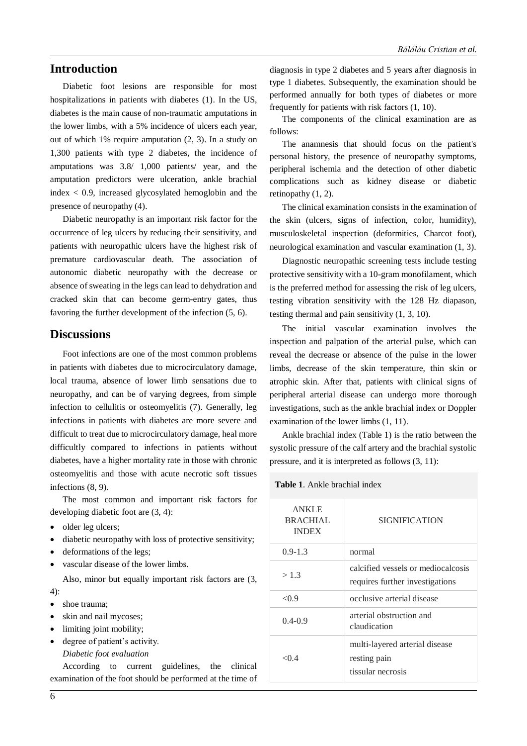## Introduction

Diabetic foot lesions are responsible for most hospitalizations in patients with diabetes (1). In the US, diabetes is the main cause of non-traumatic amputations in the lower limbs, with a 5% incidence of ulcers each year, out of which 1% require amputation (2, 3). In a study on 1,300 patients with type 2 diabetes, the incidence of amputations was 3.8/ 1,000 patients/ year, and the amputation predictors were ulceration, ankle brachial index < 0.9, increased glycosylated hemoglobin and the presence of neuropathy (4).

Diabetic neuropathy is an important risk factor for the occurrence of leg ulcers by reducing their sensitivity, and patients with neuropathic ulcers have the highest risk of premature cardiovascular death. The association of autonomic diabetic neuropathy with the decrease or absence of sweating in the legs can lead to dehydration and cracked skin that can become germ-entry gates, thus favoring the further development of the infection (5, 6).

## Discussions

Foot infections are one of the most common problems in patients with diabetes due to microcirculatory damage, local trauma, absence of lower limb sensations due to neuropathy, and can be of varying degrees, from simple infection to cellulitis or osteomyelitis (7). Generally, leg infections in patients with diabetes are more severe and difficult to treat due to microcirculatory damage, heal more difficultly compared to infections in patients without diabetes, have a higher mortality rate in those with chronic osteomyelitis and those with acute necrotic soft tissues infections (8, 9).

The most common and important risk factors for developing diabetic foot are (3, 4):

- older leg ulcers;
- diabetic neuropathy with loss of protective sensitivity;
- deformations of the legs;
- vascular disease of the lower limbs.

Also, minor but equally important risk factors are (3, 4):

- shoe trauma;
- skin and nail mycoses;
- limiting joint mobility;
- degree of patient's activity.

*Diabetic foot evaluation*

According to current guidelines, the clinical examination of the foot should be performed at the time of diagnosis in type 2 diabetes and 5 years after diagnosis in type 1 diabetes. Subsequently, the examination should be performed annually for both types of diabetes or more frequently for patients with risk factors (1, 10).

The components of the clinical examination are as follows:

The anamnesis that should focus on the patient's personal history, the presence of neuropathy symptoms, peripheral ischemia and the detection of other diabetic complications such as kidney disease or diabetic retinopathy (1, 2).

The clinical examination consists in the examination of the skin (ulcers, signs of infection, color, humidity), musculoskeletal inspection (deformities, Charcot foot), neurological examination and vascular examination (1, 3).

Diagnostic neuropathic screening tests include testing protective sensitivity with a 10-gram monofilament, which is the preferred method for assessing the risk of leg ulcers, testing vibration sensitivity with the 128 Hz diapason, testing thermal and pain sensitivity (1, 3, 10).

The initial vascular examination involves the inspection and palpation of the arterial pulse, which can reveal the decrease or absence of the pulse in the lower limbs, decrease of the skin temperature, thin skin or atrophic skin. After that, patients with clinical signs of peripheral arterial disease can undergo more thorough investigations, such as the ankle brachial index or Doppler examination of the lower limbs (1, 11).

Ankle brachial index (Table 1) is the ratio between the systolic pressure of the calf artery and the brachial systolic pressure, and it is interpreted as follows (3, 11):

**Table 1**. Ankle brachial index

| ANKLE BRACHIAL INDEX | SIGNIFICATION |
| --- | --- |
| 0.9-1.3 | normal |
| > 1.3 | calcified vessels or mediocalcosis requires further investigations |
| <0.9 | occlusive arterial disease |
| 0.4-0.9 | arterial obstruction and claudication |
| <0.4 | multi-layered arterial disease resting pain tissular necrosis |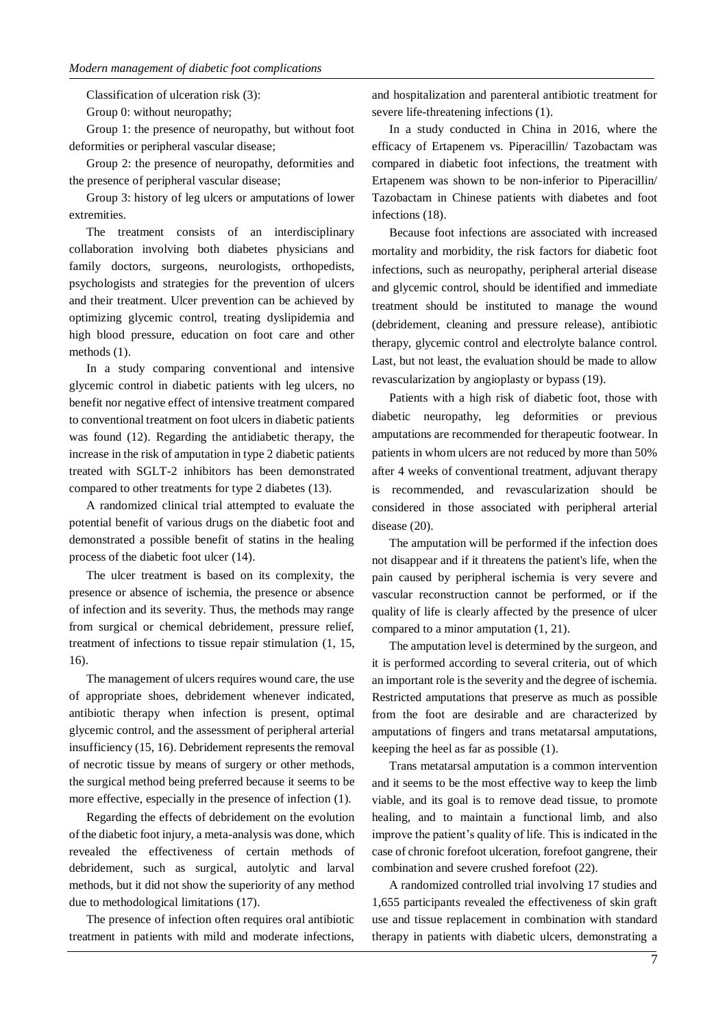Classification of ulceration risk (3):

Group 0: without neuropathy;

Group 1: the presence of neuropathy, but without foot deformities or peripheral vascular disease;

Group 2: the presence of neuropathy, deformities and the presence of peripheral vascular disease;

Group 3: history of leg ulcers or amputations of lower extremities.

The treatment consists of an interdisciplinary collaboration involving both diabetes physicians and family doctors, surgeons, neurologists, orthopedists, psychologists and strategies for the prevention of ulcers and their treatment. Ulcer prevention can be achieved by optimizing glycemic control, treating dyslipidemia and high blood pressure, education on foot care and other methods (1).

In a study comparing conventional and intensive glycemic control in diabetic patients with leg ulcers, no benefit nor negative effect of intensive treatment compared to conventional treatment on foot ulcers in diabetic patients was found (12). Regarding the antidiabetic therapy, the increase in the risk of amputation in type 2 diabetic patients treated with SGLT-2 inhibitors has been demonstrated compared to other treatments for type 2 diabetes (13).

A randomized clinical trial attempted to evaluate the potential benefit of various drugs on the diabetic foot and demonstrated a possible benefit of statins in the healing process of the diabetic foot ulcer (14).

The ulcer treatment is based on its complexity, the presence or absence of ischemia, the presence or absence of infection and its severity. Thus, the methods may range from surgical or chemical debridement, pressure relief, treatment of infections to tissue repair stimulation (1, 15, 16).

The management of ulcers requires wound care, the use of appropriate shoes, debridement whenever indicated, antibiotic therapy when infection is present, optimal glycemic control, and the assessment of peripheral arterial insufficiency (15, 16). Debridement represents the removal of necrotic tissue by means of surgery or other methods, the surgical method being preferred because it seems to be more effective, especially in the presence of infection (1).

Regarding the effects of debridement on the evolution of the diabetic foot injury, a meta-analysis was done, which revealed the effectiveness of certain methods of debridement, such as surgical, autolytic and larval methods, but it did not show the superiority of any method due to methodological limitations (17).

The presence of infection often requires oral antibiotic treatment in patients with mild and moderate infections, and hospitalization and parenteral antibiotic treatment for severe life-threatening infections (1).

In a study conducted in China in 2016, where the efficacy of Ertapenem vs. Piperacillin/ Tazobactam was compared in diabetic foot infections, the treatment with Ertapenem was shown to be non-inferior to Piperacillin/ Tazobactam in Chinese patients with diabetes and foot infections (18).

Because foot infections are associated with increased mortality and morbidity, the risk factors for diabetic foot infections, such as neuropathy, peripheral arterial disease and glycemic control, should be identified and immediate treatment should be instituted to manage the wound (debridement, cleaning and pressure release), antibiotic therapy, glycemic control and electrolyte balance control. Last, but not least, the evaluation should be made to allow revascularization by angioplasty or bypass (19).

Patients with a high risk of diabetic foot, those with diabetic neuropathy, leg deformities or previous amputations are recommended for therapeutic footwear. In patients in whom ulcers are not reduced by more than 50% after 4 weeks of conventional treatment, adjuvant therapy is recommended, and revascularization should be considered in those associated with peripheral arterial disease (20).

The amputation will be performed if the infection does not disappear and if it threatens the patient's life, when the pain caused by peripheral ischemia is very severe and vascular reconstruction cannot be performed, or if the quality of life is clearly affected by the presence of ulcer compared to a minor amputation (1, 21).

The amputation level is determined by the surgeon, and it is performed according to several criteria, out of which an important role is the severity and the degree of ischemia. Restricted amputations that preserve as much as possible from the foot are desirable and are characterized by amputations of fingers and trans metatarsal amputations, keeping the heel as far as possible (1).

Trans metatarsal amputation is a common intervention and it seems to be the most effective way to keep the limb viable, and its goal is to remove dead tissue, to promote healing, and to maintain a functional limb, and also improve the patient's quality of life. This is indicated in the case of chronic forefoot ulceration, forefoot gangrene, their combination and severe crushed forefoot (22).

A randomized controlled trial involving 17 studies and 1,655 participants revealed the effectiveness of skin graft use and tissue replacement in combination with standard therapy in patients with diabetic ulcers, demonstrating a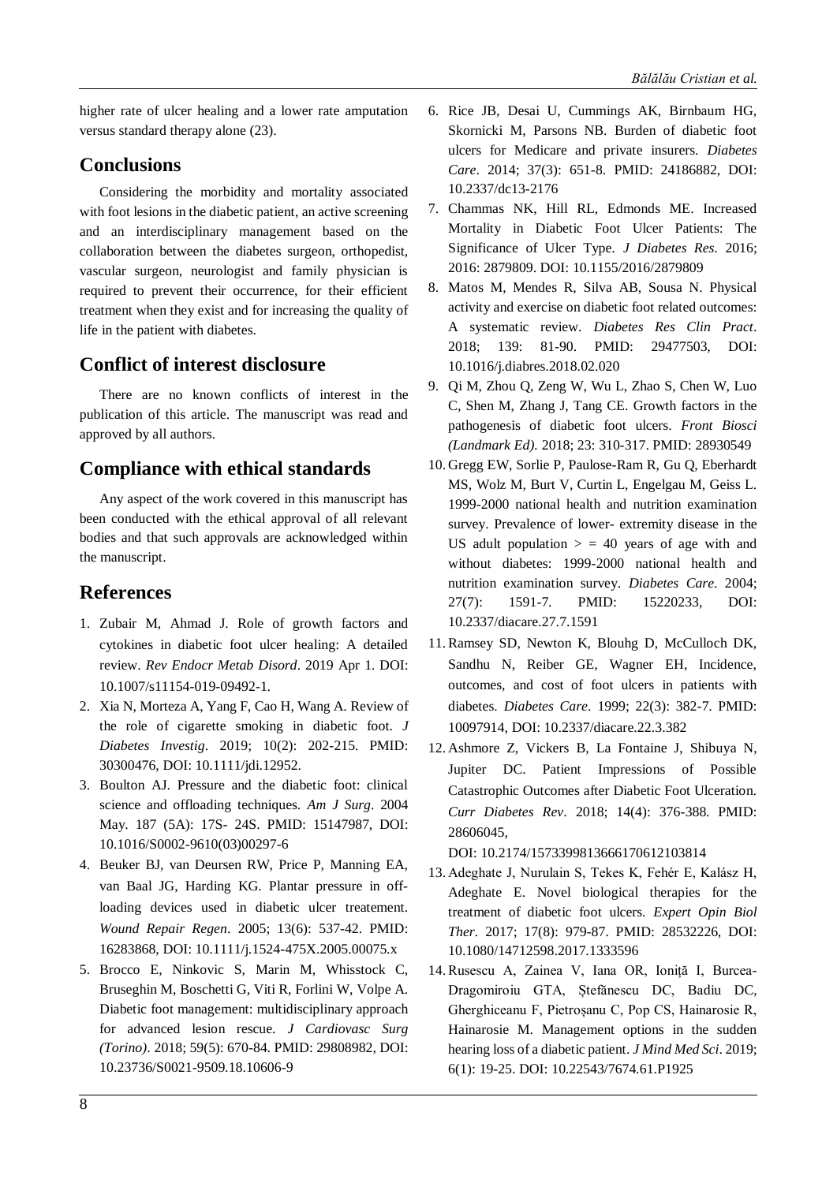higher rate of ulcer healing and a lower rate amputation versus standard therapy alone (23).

## Conclusions

Considering the morbidity and mortality associated with foot lesions in the diabetic patient, an active screening and an interdisciplinary management based on the collaboration between the diabetes surgeon, orthopedist, vascular surgeon, neurologist and family physician is required to prevent their occurrence, for their efficient treatment when they exist and for increasing the quality of life in the patient with diabetes.

## Conflict of interest disclosure

There are no known conflicts of interest in the publication of this article. The manuscript was read and approved by all authors.

## Compliance with ethical standards

Any aspect of the work covered in this manuscript has been conducted with the ethical approval of all relevant bodies and that such approvals are acknowledged within the manuscript.

## References

1. Zubair M, Ahmad J. Role of growth factors and cytokines in diabetic foot ulcer healing: A detailed review. *Rev Endocr Metab Disord*. 2019 Apr 1. DOI: 10.1007/s11154-019-09492-1.
2. Xia N, Morteza A, Yang F, Cao H, Wang A. Review of the role of cigarette smoking in diabetic foot. *J Diabetes Investig*. 2019; 10(2): 202-215. PMID: 30300476, DOI: 10.1111/jdi.12952.
3. Boulton AJ. Pressure and the diabetic foot: clinical science and offloading techniques. *Am J Surg*. 2004 May. 187 (5A): 17S- 24S. PMID: 15147987, DOI: 10.1016/S0002-9610(03)00297-6
4. Beuker BJ, van Deursen RW, Price P, Manning EA, van Baal JG, Harding KG. Plantar pressure in off-loading devices used in diabetic ulcer treatement. *Wound Repair Regen*. 2005; 13(6): 537-42. PMID: 16283868, DOI: 10.1111/j.1524-475X.2005.00075.x
5. Brocco E, Ninkovic S, Marin M, Whisstock C, Bruseghin M, Boschetti G, Viti R, Forlini W, Volpe A. Diabetic foot management: multidisciplinary approach for advanced lesion rescue. *J Cardiovasc Surg (Torino)*. 2018; 59(5): 670-84. PMID: 29808982, DOI: 10.23736/S0021-9509.18.10606-9
6. Rice JB, Desai U, Cummings AK, Birnbaum HG, Skornicki M, Parsons NB. Burden of diabetic foot ulcers for Medicare and private insurers. *Diabetes Care*. 2014; 37(3): 651-8. PMID: 24186882, DOI: 10.2337/dc13-2176
7. Chammas NK, Hill RL, Edmonds ME. Increased Mortality in Diabetic Foot Ulcer Patients: The Significance of Ulcer Type. *J Diabetes Res*. 2016; 2016: 2879809. DOI: 10.1155/2016/2879809
8. Matos M, Mendes R, Silva AB, Sousa N. Physical activity and exercise on diabetic foot related outcomes: A systematic review. *Diabetes Res Clin Pract*. 2018; 139: 81-90. PMID: 29477503, DOI: 10.1016/j.diabres.2018.02.020
9. Qi M, Zhou Q, Zeng W, Wu L, Zhao S, Chen W, Luo C, Shen M, Zhang J, Tang CE. Growth factors in the pathogenesis of diabetic foot ulcers. *Front Biosci (Landmark Ed)*. 2018; 23: 310-317. PMID: 28930549
10. Gregg EW, Sorlie P, Paulose-Ram R, Gu Q, Eberhardt MS, Wolz M, Burt V, Curtin L, Engelgau M, Geiss L. 1999-2000 national health and nutrition examination survey. Prevalence of lower- extremity disease in the US adult population > = 40 years of age with and without diabetes: 1999-2000 national health and nutrition examination survey. *Diabetes Care*. 2004; 27(7): 1591-7. PMID: 15220233, DOI: 10.2337/diacare.27.7.1591
11. Ramsey SD, Newton K, Blouhg D, McCulloch DK, Sandhu N, Reiber GE, Wagner EH, Incidence, outcomes, and cost of foot ulcers in patients with diabetes. *Diabetes Care*. 1999; 22(3): 382-7. PMID: 10097914, DOI: 10.2337/diacare.22.3.382
12. Ashmore Z, Vickers B, La Fontaine J, Shibuya N, Jupiter DC. Patient Impressions of Possible Catastrophic Outcomes after Diabetic Foot Ulceration. *Curr Diabetes Rev*. 2018; 14(4): 376-388. PMID: 28606045,
 DOI: 10.2174/1573399813666170612103814
13. Adeghate J, Nurulain S, Tekes K, Fehér E, Kalász H, Adeghate E. Novel biological therapies for the treatment of diabetic foot ulcers. *Expert Opin Biol Ther*. 2017; 17(8): 979-87. PMID: 28532226, DOI: 10.1080/14712598.2017.1333596
14. Rusescu A, Zainea V, Iana OR, Ioniță I, Burcea-Dragomiroiu GTA, Ștefănescu DC, Badiu DC, Gherghiceanu F, Pietroșanu C, Pop CS, Hainarosie R, Hainarosie M. Management options in the sudden hearing loss of a diabetic patient. *J Mind Med Sci*. 2019; 6(1): 19-25. DOI: 10.22543/7674.61.P1925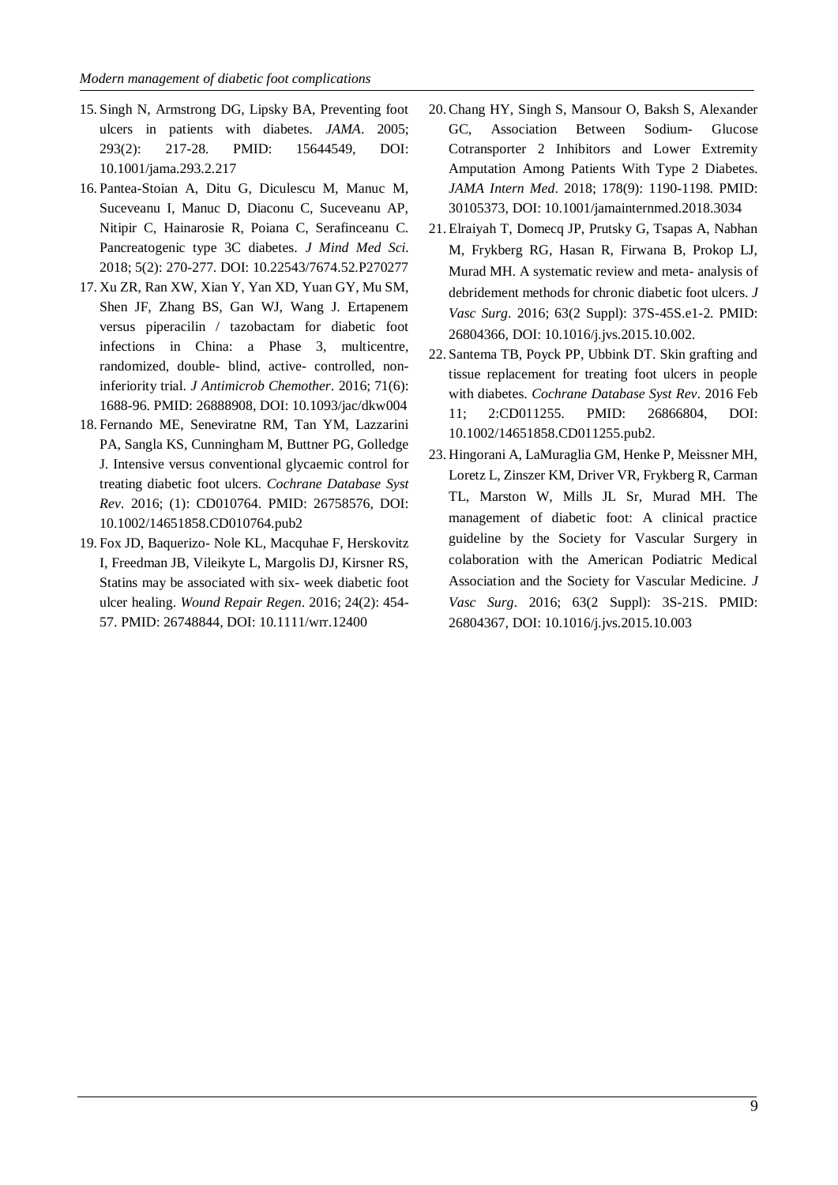15. Singh N, Armstrong DG, Lipsky BA, Preventing foot ulcers in patients with diabetes. *JAMA*. 2005; 293(2): 217-28. PMID: 15644549, DOI: 10.1001/jama.293.2.217
16. Pantea-Stoian A, Ditu G, Diculescu M, Manuc M, Suceveanu I, Manuc D, Diaconu C, Suceveanu AP, Nitipir C, Hainarosie R, Poiana C, Serafinceanu C. Pancreatogenic type 3C diabetes. *J Mind Med Sci*. 2018; 5(2): 270-277. DOI: 10.22543/7674.52.P270277
17. Xu ZR, Ran XW, Xian Y, Yan XD, Yuan GY, Mu SM, Shen JF, Zhang BS, Gan WJ, Wang J. Ertapenem versus piperacilin / tazobactam for diabetic foot infections in China: a Phase 3, multicentre, randomized, double- blind, active- controlled, non-inferiority trial. *J Antimicrob Chemother*. 2016; 71(6): 1688-96. PMID: 26888908, DOI: 10.1093/jac/dkw004
18. Fernando ME, Seneviratne RM, Tan YM, Lazzarini PA, Sangla KS, Cunningham M, Buttner PG, Golledge J. Intensive versus conventional glycaemic control for treating diabetic foot ulcers. *Cochrane Database Syst Rev*. 2016; (1): CD010764. PMID: 26758576, DOI: 10.1002/14651858.CD010764.pub2
19. Fox JD, Baquerizo- Nole KL, Macquhae F, Herskovitz I, Freedman JB, Vileikyte L, Margolis DJ, Kirsner RS, Statins may be associated with six- week diabetic foot ulcer healing. *Wound Repair Regen*. 2016; 24(2): 454-57. PMID: 26748844, DOI: 10.1111/wrr.12400
20. Chang HY, Singh S, Mansour O, Baksh S, Alexander GC, Association Between Sodium- Glucose Cotransporter 2 Inhibitors and Lower Extremity Amputation Among Patients With Type 2 Diabetes. *JAMA Intern Med*. 2018; 178(9): 1190-1198. PMID: 30105373, DOI: 10.1001/jamainternmed.2018.3034
21. Elraiyah T, Domecq JP, Prutsky G, Tsapas A, Nabhan M, Frykberg RG, Hasan R, Firwana B, Prokop LJ, Murad MH. A systematic review and meta- analysis of debridement methods for chronic diabetic foot ulcers. *J Vasc Surg*. 2016; 63(2 Suppl): 37S-45S.e1-2. PMID: 26804366, DOI: 10.1016/j.jvs.2015.10.002.
22. Santema TB, Poyck PP, Ubbink DT. Skin grafting and tissue replacement for treating foot ulcers in people with diabetes. *Cochrane Database Syst Rev*. 2016 Feb 11; 2:CD011255. PMID: 26866804, DOI: 10.1002/14651858.CD011255.pub2.
23. Hingorani A, LaMuraglia GM, Henke P, Meissner MH, Loretz L, Zinszer KM, Driver VR, Frykberg R, Carman TL, Marston W, Mills JL Sr, Murad MH. The management of diabetic foot: A clinical practice guideline by the Society for Vascular Surgery in colaboration with the American Podiatric Medical Association and the Society for Vascular Medicine. *J Vasc Surg*. 2016; 63(2 Suppl): 3S-21S. PMID: 26804367, DOI: 10.1016/j.jvs.2015.10.003